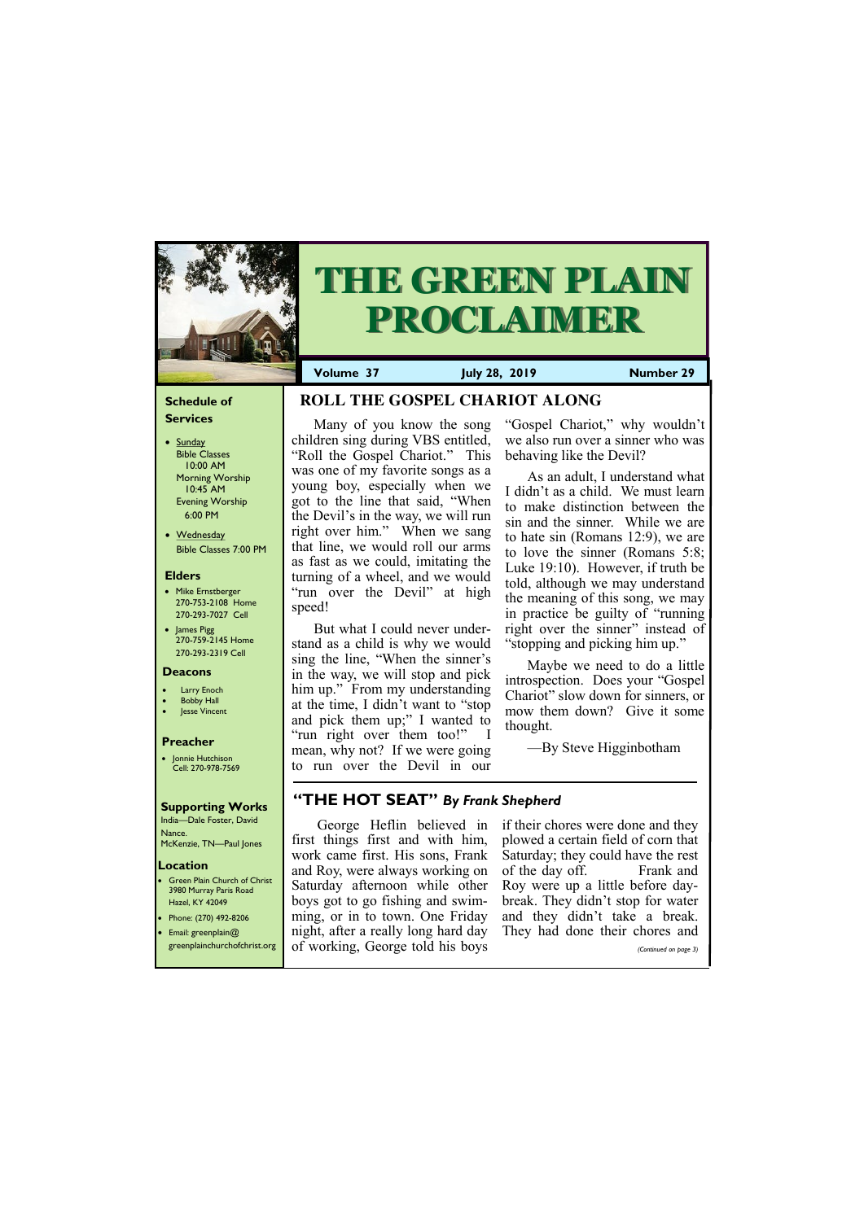# THE GREEN PLAIN PROCLAIMER

**Volume 37** **July 28, 2019** **Number 29**

## ROLL THE GOSPEL CHARIOT ALONG

Many of you know the song children sing during VBS entitled, "Roll the Gospel Chariot." This was one of my favorite songs as a young boy, especially when we got to the line that said, "When the Devil's in the way, we will run right over him." When we sang that line, we would roll our arms as fast as we could, imitating the turning of a wheel, and we would "run over the Devil" at high speed!

But what I could never understand as a child is why we would sing the line, "When the sinner's in the way, we will stop and pick him up." From my understanding at the time, I didn't want to "stop and pick them up;" I wanted to "run right over them too!" I mean, why not? If we were going to run over the Devil in our "Gospel Chariot," why wouldn't we also run over a sinner who was behaving like the Devil?

As an adult, I understand what I didn't as a child. We must learn to make distinction between the sin and the sinner. While we are to hate sin (Romans 12:9), we are to love the sinner (Romans 5:8; Luke 19:10). However, if truth be told, although we may understand the meaning of this song, we may in practice be guilty of "running right over the sinner" instead of "stopping and picking him up."

Maybe we need to do a little introspection. Does your "Gospel Chariot" slow down for sinners, or mow them down? Give it some thought.

—By Steve Higginbotham

## "THE HOT SEAT" *By Frank Shepherd*

George Heflin believed in first things first and with him, work came first. His sons, Frank and Roy, were always working on Saturday afternoon while other boys got to go fishing and swimming, or in to town. One Friday night, after a really long hard day of working, George told his boys if their chores were done and they plowed a certain field of corn that Saturday; they could have the rest of the day off. Frank and Roy were up a little before daybreak. They didn't stop for water and they didn't take a break. They had done their chores and

*(Continued on page 3)*

---

### Schedule of Services

- Sunday
  Bible Classes 10:00 AM
  Morning Worship 10:45 AM
  Evening Worship 6:00 PM
- Wednesday
  Bible Classes 7:00 PM

### Elders

- Mike Ernstberger
  270-753-2108 Home
  270-293-7027 Cell
- James Pigg
  270-759-2145 Home
  270-293-2319 Cell

### Deacons

- Larry Enoch
- Bobby Hall
- Jesse Vincent

### Preacher

- Jonnie Hutchison
  Cell: 270-978-7569

### Supporting Works

India—Dale Foster, David Nance.
McKenzie, TN—Paul Jones

### Location

- Green Plain Church of Christ
  3980 Murray Paris Road
  Hazel, KY 42049
- Phone: (270) 492-8206
- Email: greenplain@greenplainchurchofchrist.org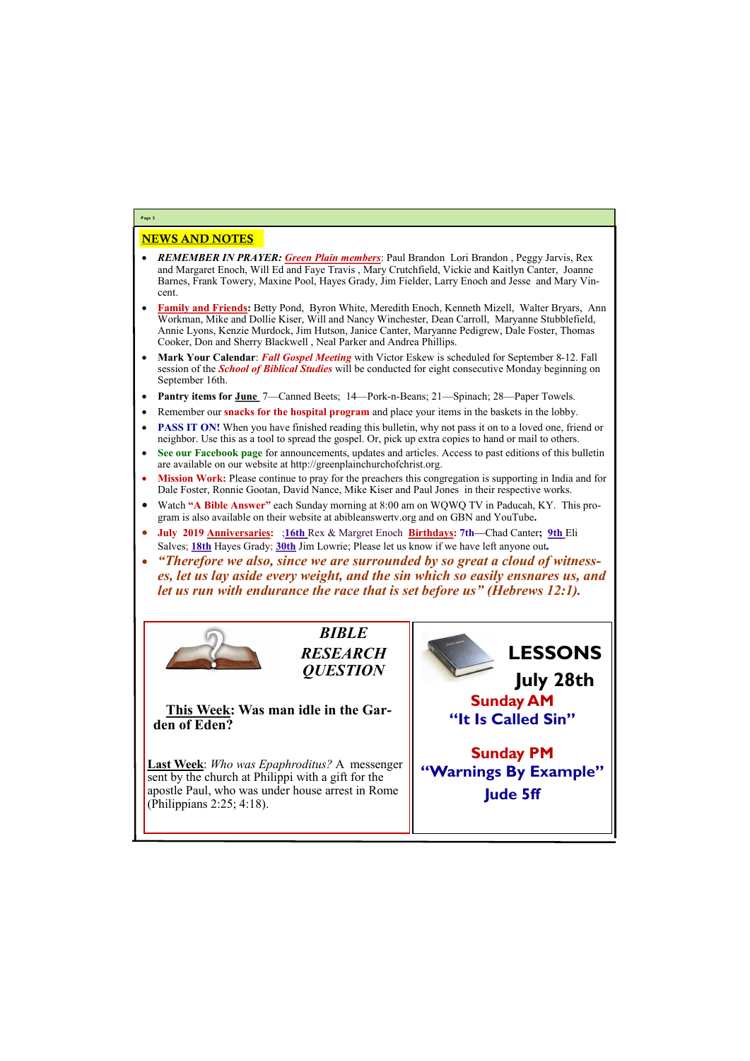## NEWS AND NOTES

- ***REMEMBER IN PRAYER: Green Plain members***: Paul Brandon Lori Brandon , Peggy Jarvis, Rex and Margaret Enoch, Will Ed and Faye Travis , Mary Crutchfield, Vickie and Kaitlyn Canter, Joanne Barnes, Frank Towery, Maxine Pool, Hayes Grady, Jim Fielder, Larry Enoch and Jesse and Mary Vincent.
- **Family and Friends:** Betty Pond, Byron White, Meredith Enoch, Kenneth Mizell, Walter Bryars, Ann Workman, Mike and Dollie Kiser, Will and Nancy Winchester, Dean Carroll, Maryanne Stubblefield, Annie Lyons, Kenzie Murdock, Jim Hutson, Janice Canter, Maryanne Pedigrew, Dale Foster, Thomas Cooker, Don and Sherry Blackwell , Neal Parker and Andrea Phillips.
- **Mark Your Calendar**: ***Fall Gospel Meeting*** with Victor Eskew is scheduled for September 8-12. Fall session of the ***School of Biblical Studies*** will be conducted for eight consecutive Monday beginning on September 16th.
- **Pantry items for June** 7—Canned Beets; 14—Pork-n-Beans; 21—Spinach; 28—Paper Towels.
- Remember our **snacks for the hospital program** and place your items in the baskets in the lobby.
- **PASS IT ON!** When you have finished reading this bulletin, why not pass it on to a loved one, friend or neighbor. Use this as a tool to spread the gospel. Or, pick up extra copies to hand or mail to others.
- **See our Facebook page** for announcements, updates and articles. Access to past editions of this bulletin are available on our website at http://greenplainchurchofchrist.org.
- **Mission Work:** Please continue to pray for the preachers this congregation is supporting in India and for Dale Foster, Ronnie Gootan, David Nance, Mike Kiser and Paul Jones in their respective works.
- Watch **"A Bible Answer"** each Sunday morning at 8:00 am on WQWQ TV in Paducah, KY. This program is also available on their website at abibleanswertv.org and on GBN and YouTube**.**
- **July 2019 Anniversaries:** ;**16th** Rex & Margret Enoch **Birthdays: 7th**—Chad Canter**; 9th** Eli Salves; **18th** Hayes Grady; **30th** Jim Lowrie; Please let us know if we have left anyone out**.**
- ***"Therefore we also, since we are surrounded by so great a cloud of witnesses, let us lay aside every weight, and the sin which so easily ensnares us, and let us run with endurance the race that is set before us" (Hebrews 12:1).***

### *BIBLE RESEARCH QUESTION*

**This Week: Was man idle in the Garden of Eden?**

**Last Week**: *Who was Epaphroditus?* A messenger sent by the church at Philippi with a gift for the apostle Paul, who was under house arrest in Rome (Philippians 2:25; 4:18).

### LESSONS

**July 28th**

**Sunday AM**

**"It Is Called Sin"**

**Sunday PM**

**"Warnings By Example"**

**Jude 5ff**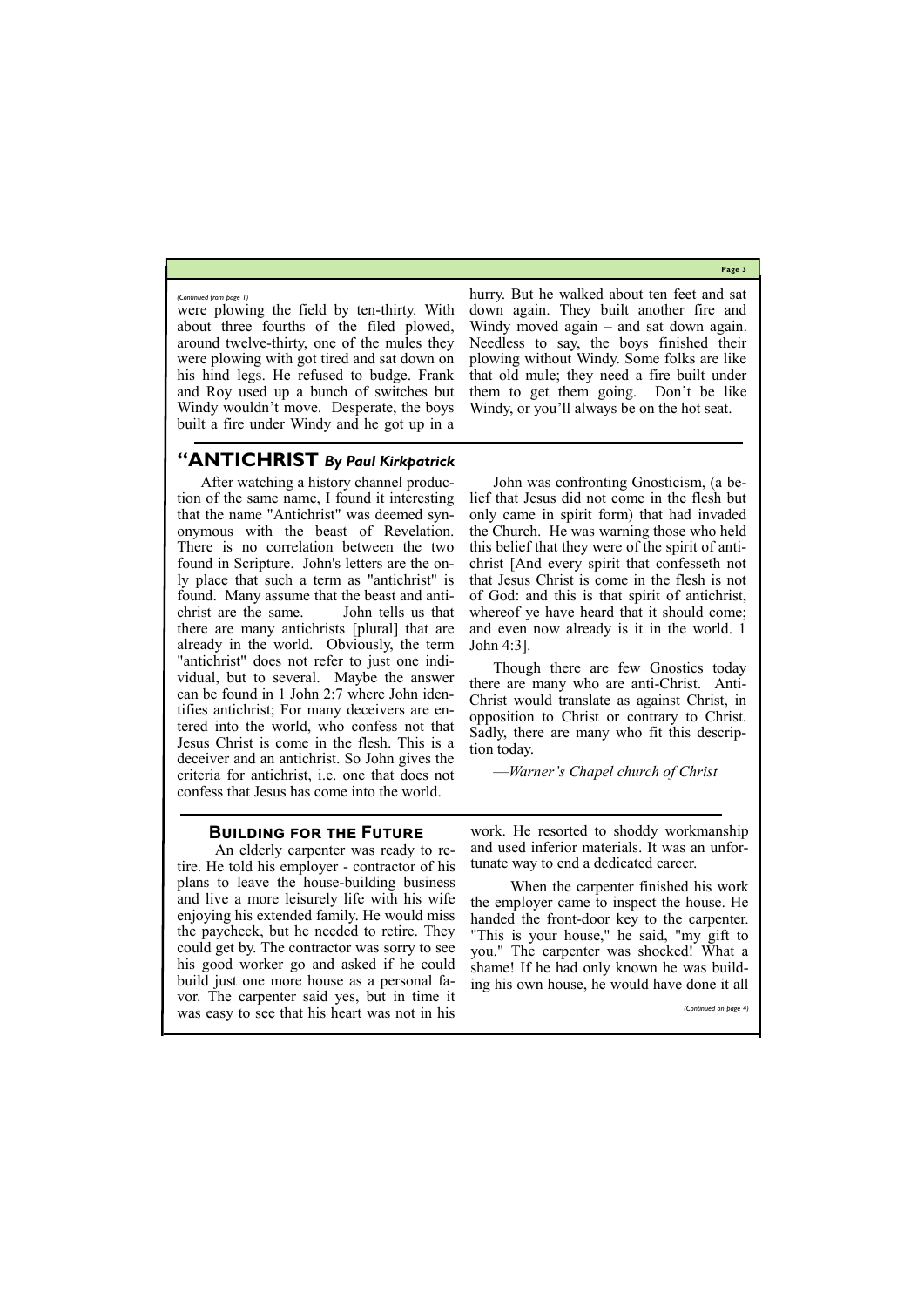*(Continued from page 1)*

were plowing the field by ten-thirty. With about three fourths of the filed plowed, around twelve-thirty, one of the mules they were plowing with got tired and sat down on his hind legs. He refused to budge. Frank and Roy used up a bunch of switches but Windy wouldn't move. Desperate, the boys built a fire under Windy and he got up in a hurry. But he walked about ten feet and sat down again. They built another fire and Windy moved again – and sat down again. Needless to say, the boys finished their plowing without Windy. Some folks are like that old mule; they need a fire built under them to get them going. Don't be like Windy, or you'll always be on the hot seat.

## "ANTICHRIST *By Paul Kirkpatrick*

After watching a history channel production of the same name, I found it interesting that the name "Antichrist" was deemed synonymous with the beast of Revelation. There is no correlation between the two found in Scripture. John's letters are the only place that such a term as "antichrist" is found. Many assume that the beast and antichrist are the same. John tells us that there are many antichrists [plural] that are already in the world. Obviously, the term "antichrist" does not refer to just one individual, but to several. Maybe the answer can be found in 1 John 2:7 where John identifies antichrist; For many deceivers are entered into the world, who confess not that Jesus Christ is come in the flesh. This is a deceiver and an antichrist. So John gives the criteria for antichrist, i.e. one that does not confess that Jesus has come into the world.

John was confronting Gnosticism, (a belief that Jesus did not come in the flesh but only came in spirit form) that had invaded the Church. He was warning those who held this belief that they were of the spirit of antichrist [And every spirit that confesseth not that Jesus Christ is come in the flesh is not of God: and this is that spirit of antichrist, whereof ye have heard that it should come; and even now already is it in the world. 1 John 4:3].

Though there are few Gnostics today there are many who are anti-Christ. Anti-Christ would translate as against Christ, in opposition to Christ or contrary to Christ. Sadly, there are many who fit this description today.

—*Warner's Chapel church of Christ*

## Building for the Future

An elderly carpenter was ready to retire. He told his employer - contractor of his plans to leave the house-building business and live a more leisurely life with his wife enjoying his extended family. He would miss the paycheck, but he needed to retire. They could get by. The contractor was sorry to see his good worker go and asked if he could build just one more house as a personal favor. The carpenter said yes, but in time it was easy to see that his heart was not in his work. He resorted to shoddy workmanship and used inferior materials. It was an unfortunate way to end a dedicated career.

When the carpenter finished his work the employer came to inspect the house. He handed the front-door key to the carpenter. "This is your house," he said, "my gift to you." The carpenter was shocked! What a shame! If he had only known he was building his own house, he would have done it all

*(Continued on page 4)*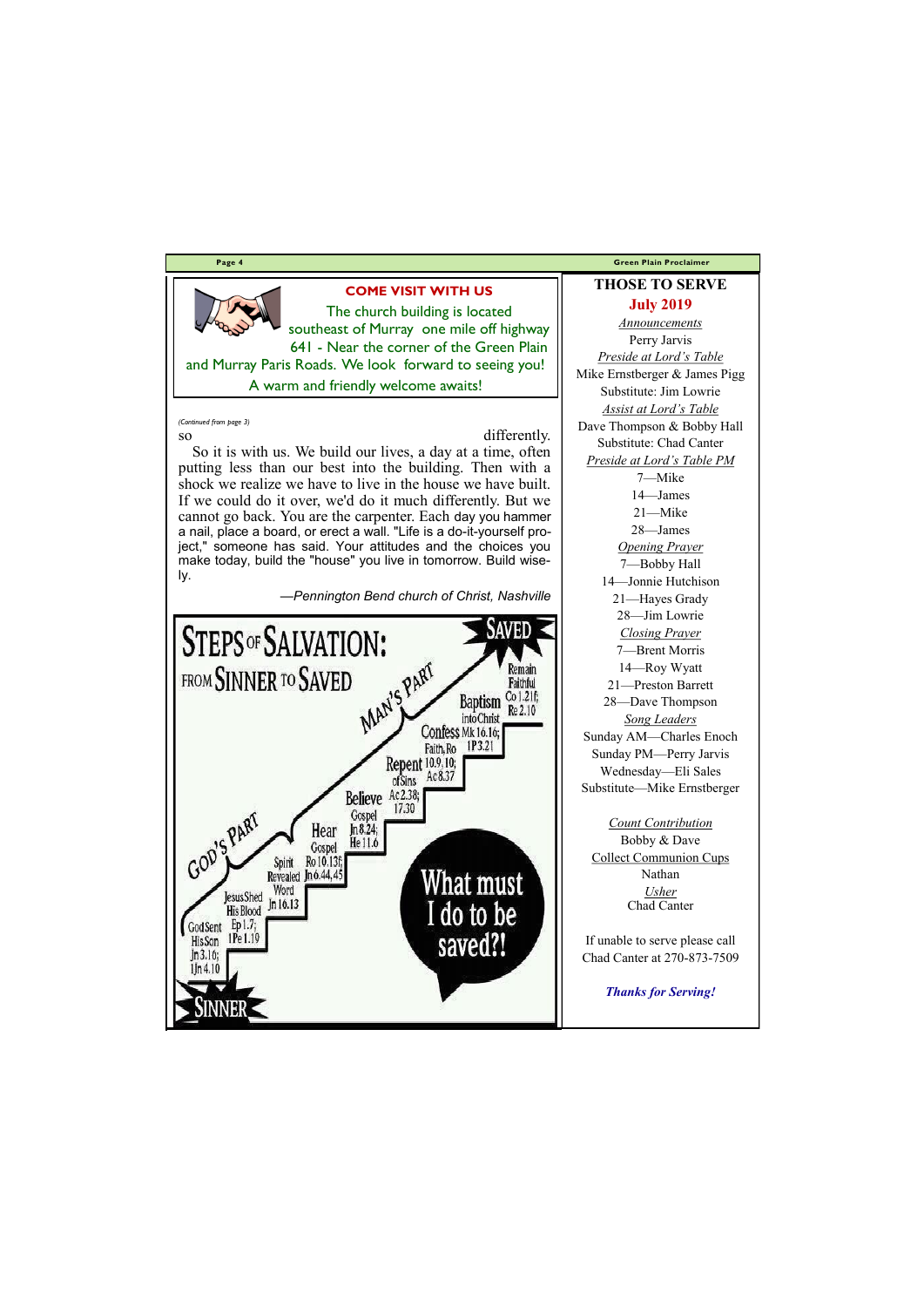## COME VISIT WITH US

The church building is located southeast of Murray one mile off highway 641 - Near the corner of the Green Plain and Murray Paris Roads. We look forward to seeing you! A warm and friendly welcome awaits!

*(Continued from page 3)*

so differently.

So it is with us. We build our lives, a day at a time, often putting less than our best into the building. Then with a shock we realize we have to live in the house we have built. If we could do it over, we'd do it much differently. But we cannot go back. You are the carpenter. Each day you hammer a nail, place a board, or erect a wall. "Life is a do-it-yourself project," someone has said. Your attitudes and the choices you make today, build the "house" you live in tomorrow. Build wisely.

*—Pennington Bend church of Christ, Nashville*

STEPS OF SALVATION:
FROM SINNER TO SAVED

SAVED

MAN'S PART

Remain Faithful Co 1.21f; Re 2.10

Baptism into Christ

Confess Mk 16.16; Faith, Ro 1P 3.21

Repent 10.9,10; of Sins Ac 8.37

Believe Ac 2.38; Gospel 17.30

Hear Jn 8.24; Gospel He 11.6

GOD'S PART

Spirit Revealed Ro 10.13f; Word Jn 6.44,45

Jesus Shed His Blood Jn 16.13

God Sent His Son Ep 1.7; 1Pe 1.19 Jn 3.16; 1Jn 4.10

SINNER

What must I do to be saved?!

## THOSE TO SERVE

### July 2019

*Announcements*
Perry Jarvis

*Preside at Lord's Table*
Mike Ernstberger & James Pigg
Substitute: Jim Lowrie

*Assist at Lord's Table*
Dave Thompson & Bobby Hall
Substitute: Chad Canter

*Preside at Lord's Table PM*
7—Mike
14—James
21—Mike
28—James

*Opening Prayer*
7—Bobby Hall
14—Jonnie Hutchison
21—Hayes Grady
28—Jim Lowrie

*Closing Prayer*
7—Brent Morris
14—Roy Wyatt
21—Preston Barrett
28—Dave Thompson

*Song Leaders*
Sunday AM—Charles Enoch
Sunday PM—Perry Jarvis
Wednesday—Eli Sales
Substitute—Mike Ernstberger

*Count Contribution*
Bobby & Dave

Collect Communion Cups
Nathan

*Usher*
Chad Canter

If unable to serve please call Chad Canter at 270-873-7509

***Thanks for Serving!***